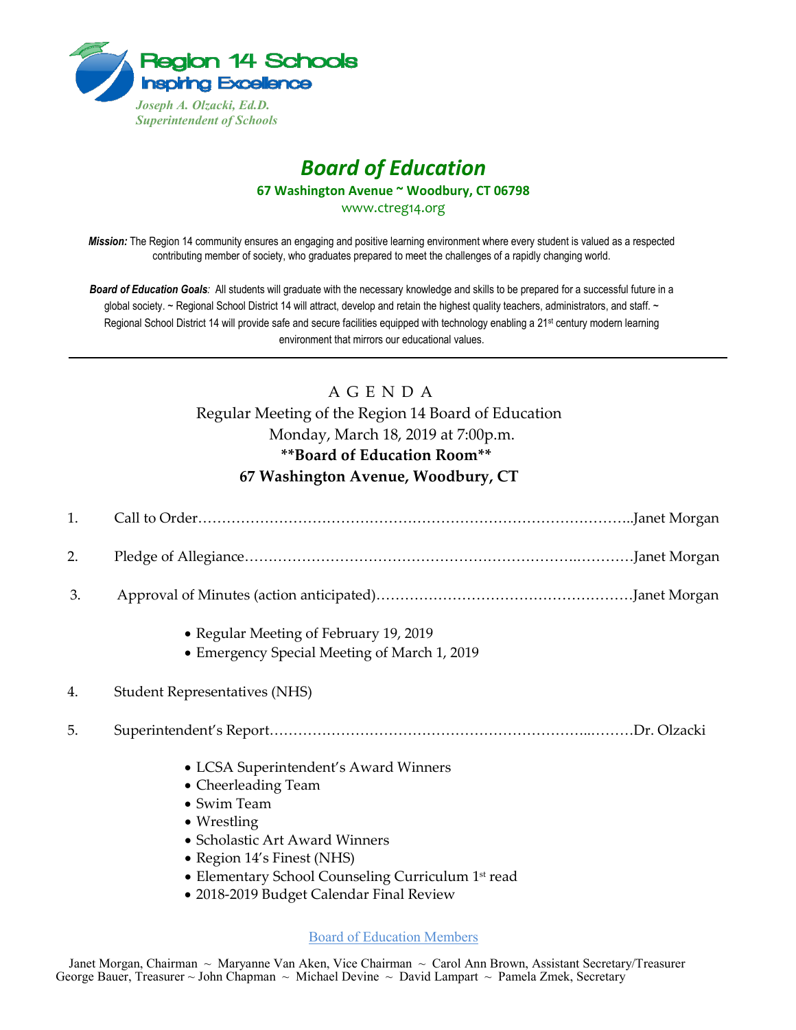Region 14 Schools
Inspiring Excellence

*Joseph A. Olzacki, Ed.D.*
*Superintendent of Schools*

# *Board of Education*

**67 Washington Avenue ~ Woodbury, CT 06798**

www.ctreg14.org

***Mission:*** The Region 14 community ensures an engaging and positive learning environment where every student is valued as a respected contributing member of society, who graduates prepared to meet the challenges of a rapidly changing world.

***Board of Education Goals****:* All students will graduate with the necessary knowledge and skills to be prepared for a successful future in a global society. ~ Regional School District 14 will attract, develop and retain the highest quality teachers, administrators, and staff. ~ Regional School District 14 will provide safe and secure facilities equipped with technology enabling a 21st century modern learning environment that mirrors our educational values.

---

## A G E N D A

Regular Meeting of the Region 14 Board of Education
Monday, March 18, 2019 at 7:00p.m.
**\*\*Board of Education Room\*\***
**67 Washington Avenue, Woodbury, CT**

1. Call to Order……………………………………………………………………………..Janet Morgan
2. Pledge of Allegiance…………………………………………………………..…………Janet Morgan
3. Approval of Minutes (action anticipated)………………………………………………Janet Morgan
   - Regular Meeting of February 19, 2019
   - Emergency Special Meeting of March 1, 2019
4. Student Representatives (NHS)
5. Superintendent's Report………………………………………………………..………Dr. Olzacki
   - LCSA Superintendent's Award Winners
   - Cheerleading Team
   - Swim Team
   - Wrestling
   - Scholastic Art Award Winners
   - Region 14's Finest (NHS)
   - Elementary School Counseling Curriculum 1st read
   - 2018-2019 Budget Calendar Final Review

Board of Education Members

Janet Morgan, Chairman ~ Maryanne Van Aken, Vice Chairman ~ Carol Ann Brown, Assistant Secretary/Treasurer
George Bauer, Treasurer ~ John Chapman ~ Michael Devine ~ David Lampart ~ Pamela Zmek, Secretary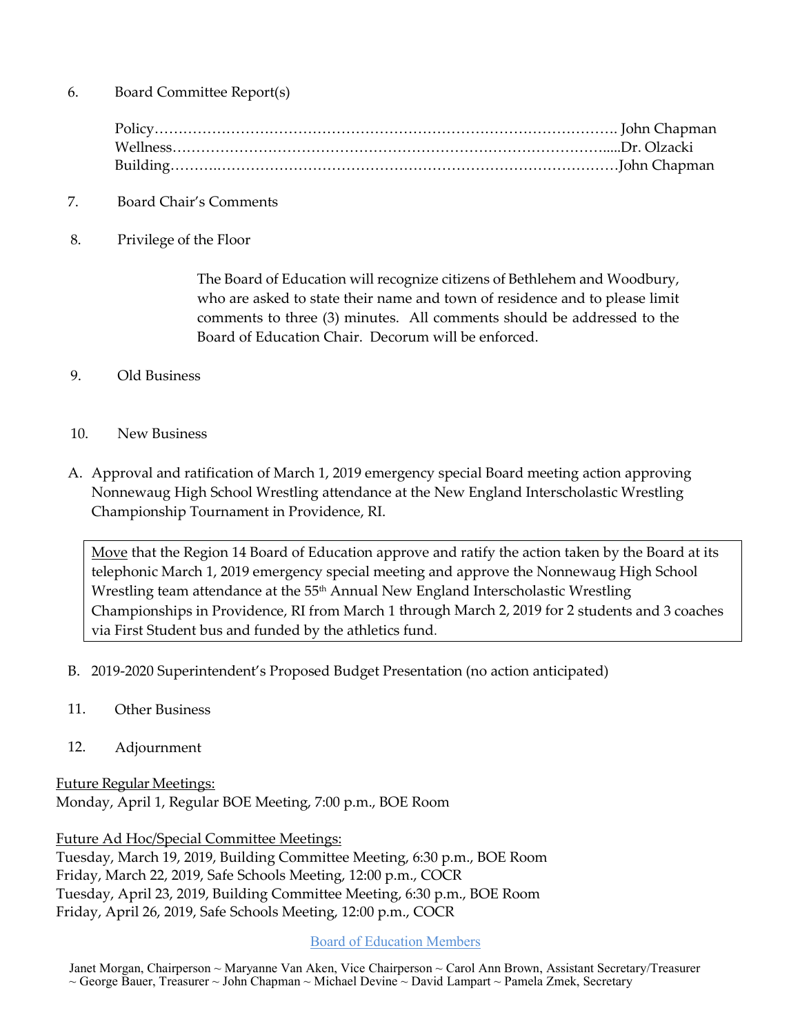6. Board Committee Report(s)

   Policy………………………………………………………………………………. John Chapman
   Wellness…………………………………………………………………………….....Dr. Olzacki
   Building……..…………………………………………………………………………John Chapman

7. Board Chair's Comments

8. Privilege of the Floor

   The Board of Education will recognize citizens of Bethlehem and Woodbury, who are asked to state their name and town of residence and to please limit comments to three (3) minutes. All comments should be addressed to the Board of Education Chair. Decorum will be enforced.

9. Old Business

10. New Business

A. Approval and ratification of March 1, 2019 emergency special Board meeting action approving Nonnewaug High School Wrestling attendance at the New England Interscholastic Wrestling Championship Tournament in Providence, RI.

> Move that the Region 14 Board of Education approve and ratify the action taken by the Board at its telephonic March 1, 2019 emergency special meeting and approve the Nonnewaug High School Wrestling team attendance at the 55th Annual New England Interscholastic Wrestling Championships in Providence, RI from March 1 through March 2, 2019 for 2 students and 3 coaches via First Student bus and funded by the athletics fund.

B. 2019-2020 Superintendent's Proposed Budget Presentation (no action anticipated)

11. Other Business

12. Adjournment

Future Regular Meetings:
Monday, April 1, Regular BOE Meeting, 7:00 p.m., BOE Room

Future Ad Hoc/Special Committee Meetings:
Tuesday, March 19, 2019, Building Committee Meeting, 6:30 p.m., BOE Room
Friday, March 22, 2019, Safe Schools Meeting, 12:00 p.m., COCR
Tuesday, April 23, 2019, Building Committee Meeting, 6:30 p.m., BOE Room
Friday, April 26, 2019, Safe Schools Meeting, 12:00 p.m., COCR

Board of Education Members

Janet Morgan, Chairperson ~ Maryanne Van Aken, Vice Chairperson ~ Carol Ann Brown, Assistant Secretary/Treasurer ~ George Bauer, Treasurer ~ John Chapman ~ Michael Devine ~ David Lampart ~ Pamela Zmek, Secretary